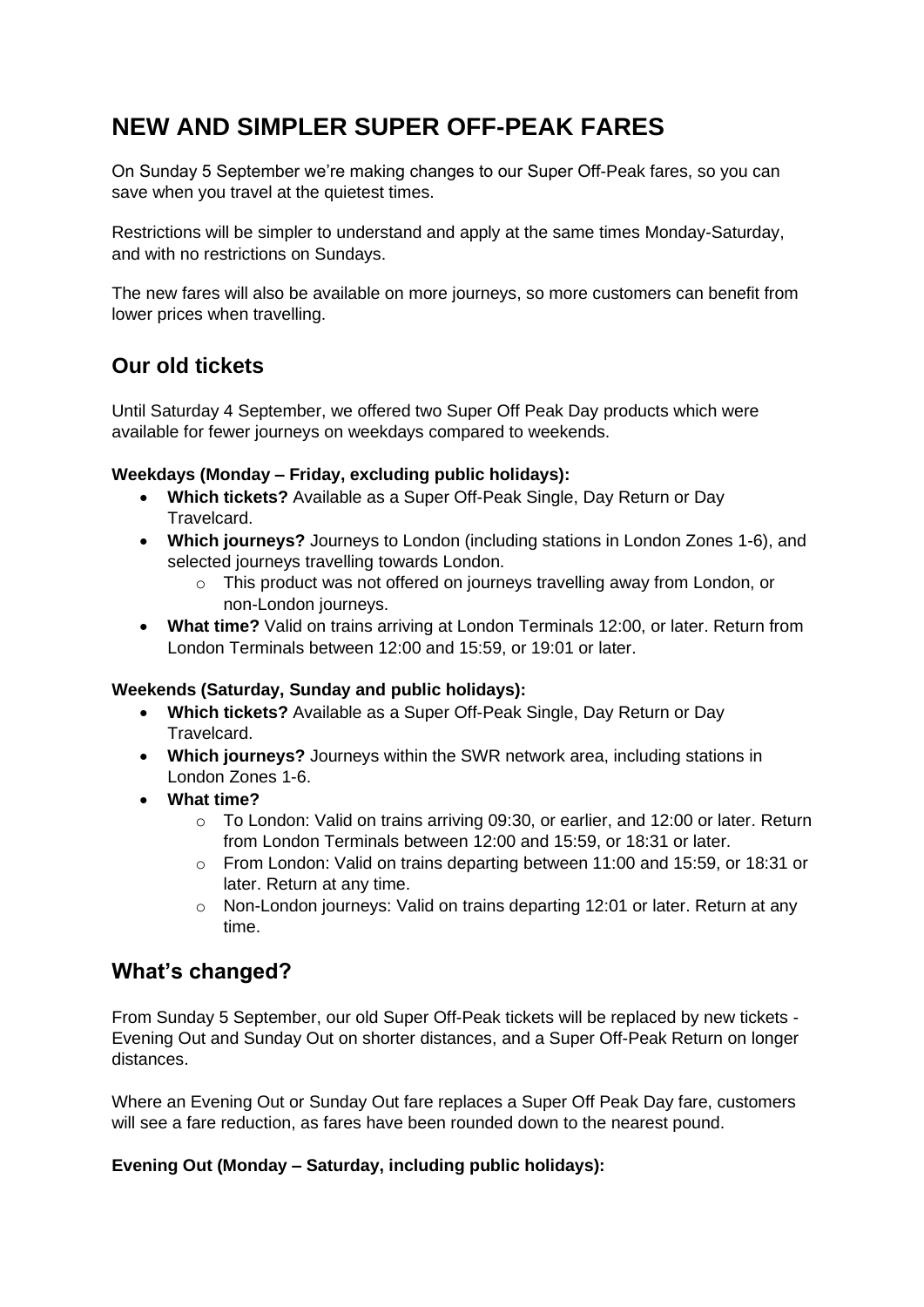# NEW AND SIMPLER SUPER OFF-PEAK FARES

On Sunday 5 September we're making changes to our Super Off-Peak fares, so you can save when you travel at the quietest times.

Restrictions will be simpler to understand and apply at the same times Monday-Saturday, and with no restrictions on Sundays.

The new fares will also be available on more journeys, so more customers can benefit from lower prices when travelling.

## Our old tickets

Until Saturday 4 September, we offered two Super Off Peak Day products which were available for fewer journeys on weekdays compared to weekends.

**Weekdays (Monday – Friday, excluding public holidays):**

- **Which tickets?** Available as a Super Off-Peak Single, Day Return or Day Travelcard.
- **Which journeys?** Journeys to London (including stations in London Zones 1-6), and selected journeys travelling towards London.
  - This product was not offered on journeys travelling away from London, or non-London journeys.
- **What time?** Valid on trains arriving at London Terminals 12:00, or later. Return from London Terminals between 12:00 and 15:59, or 19:01 or later.

**Weekends (Saturday, Sunday and public holidays):**

- **Which tickets?** Available as a Super Off-Peak Single, Day Return or Day Travelcard.
- **Which journeys?** Journeys within the SWR network area, including stations in London Zones 1-6.
- **What time?**
  - To London: Valid on trains arriving 09:30, or earlier, and 12:00 or later. Return from London Terminals between 12:00 and 15:59, or 18:31 or later.
  - From London: Valid on trains departing between 11:00 and 15:59, or 18:31 or later. Return at any time.
  - Non-London journeys: Valid on trains departing 12:01 or later. Return at any time.

## What's changed?

From Sunday 5 September, our old Super Off-Peak tickets will be replaced by new tickets - Evening Out and Sunday Out on shorter distances, and a Super Off-Peak Return on longer distances.

Where an Evening Out or Sunday Out fare replaces a Super Off Peak Day fare, customers will see a fare reduction, as fares have been rounded down to the nearest pound.

**Evening Out (Monday – Saturday, including public holidays):**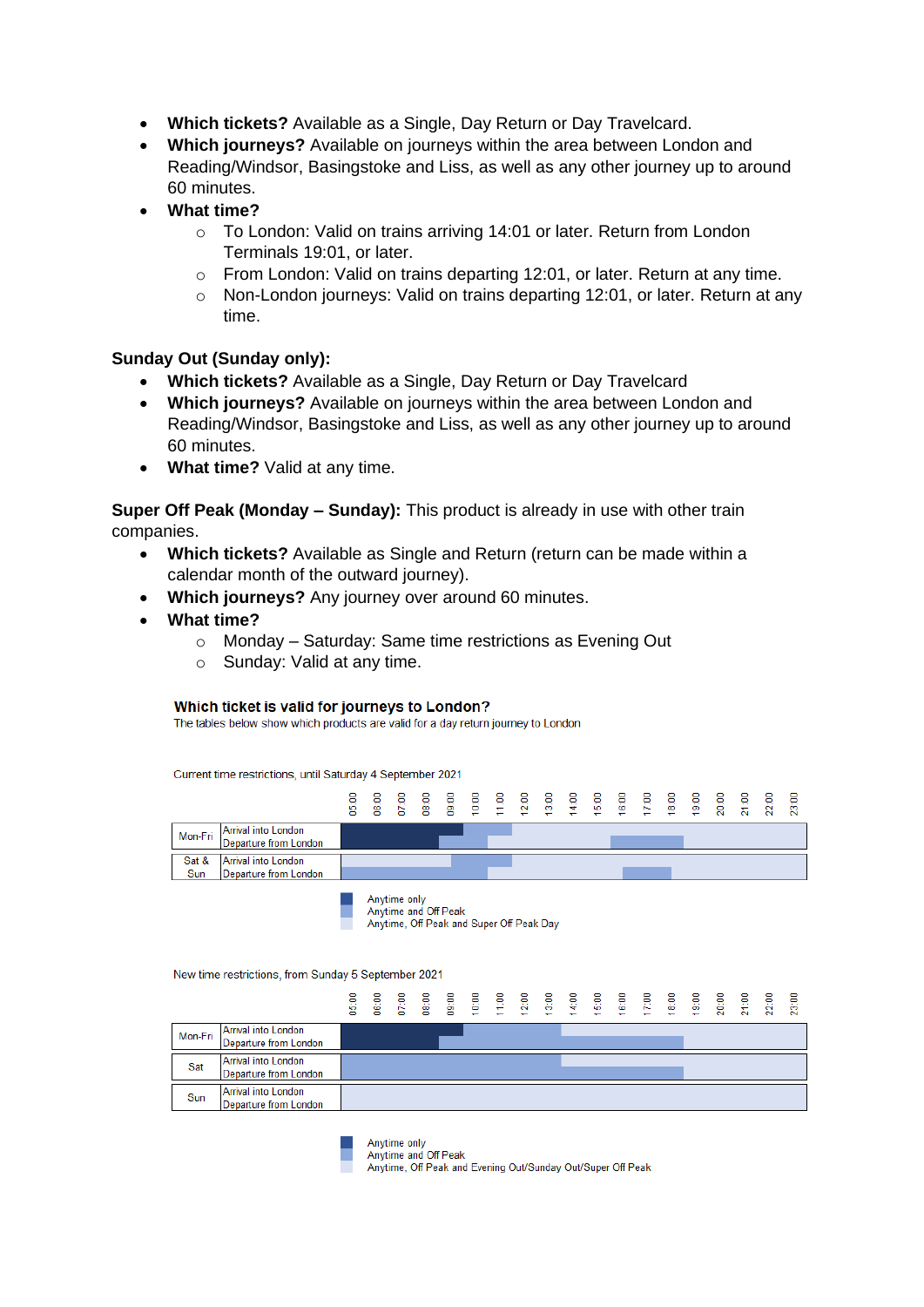- **Which tickets?** Available as a Single, Day Return or Day Travelcard.
- **Which journeys?** Available on journeys within the area between London and Reading/Windsor, Basingstoke and Liss, as well as any other journey up to around 60 minutes.
- **What time?**
  - To London: Valid on trains arriving 14:01 or later. Return from London Terminals 19:01, or later.
  - From London: Valid on trains departing 12:01, or later. Return at any time.
  - Non-London journeys: Valid on trains departing 12:01, or later. Return at any time.

**Sunday Out (Sunday only):**

- **Which tickets?** Available as a Single, Day Return or Day Travelcard
- **Which journeys?** Available on journeys within the area between London and Reading/Windsor, Basingstoke and Liss, as well as any other journey up to around 60 minutes.
- **What time?** Valid at any time.

**Super Off Peak (Monday – Sunday):** This product is already in use with other train companies.

- **Which tickets?** Available as Single and Return (return can be made within a calendar month of the outward journey).
- **Which journeys?** Any journey over around 60 minutes.
- **What time?**
  - Monday – Saturday: Same time restrictions as Evening Out
  - Sunday: Valid at any time.

**Which ticket is valid for journeys to London?**

The tables below show which products are valid for a day return journey to London

Current time restrictions, until Saturday 4 September 2021

05:00 06:00 07:00 08:00 09:00 10:00 11:00 12:00 13:00 14:00 15:00 16:00 17:00 18:00 19:00 20:00 21:00 22:00 23:00

Mon-Fri: Arrival into London / Departure from London

Sat & Sun: Arrival into London / Departure from London

Anytime only

Anytime and Off Peak

Anytime, Off Peak and Super Off Peak Day

New time restrictions, from Sunday 5 September 2021

05:00 06:00 07:00 08:00 09:00 10:00 11:00 12:00 13:00 14:00 15:00 16:00 17:00 18:00 19:00 20:00 21:00 22:00 23:00

Mon-Fri: Arrival into London / Departure from London

Sat: Arrival into London / Departure from London

Sun: Arrival into London / Departure from London

Anytime only

Anytime and Off Peak

Anytime, Off Peak and Evening Out/Sunday Out/Super Off Peak